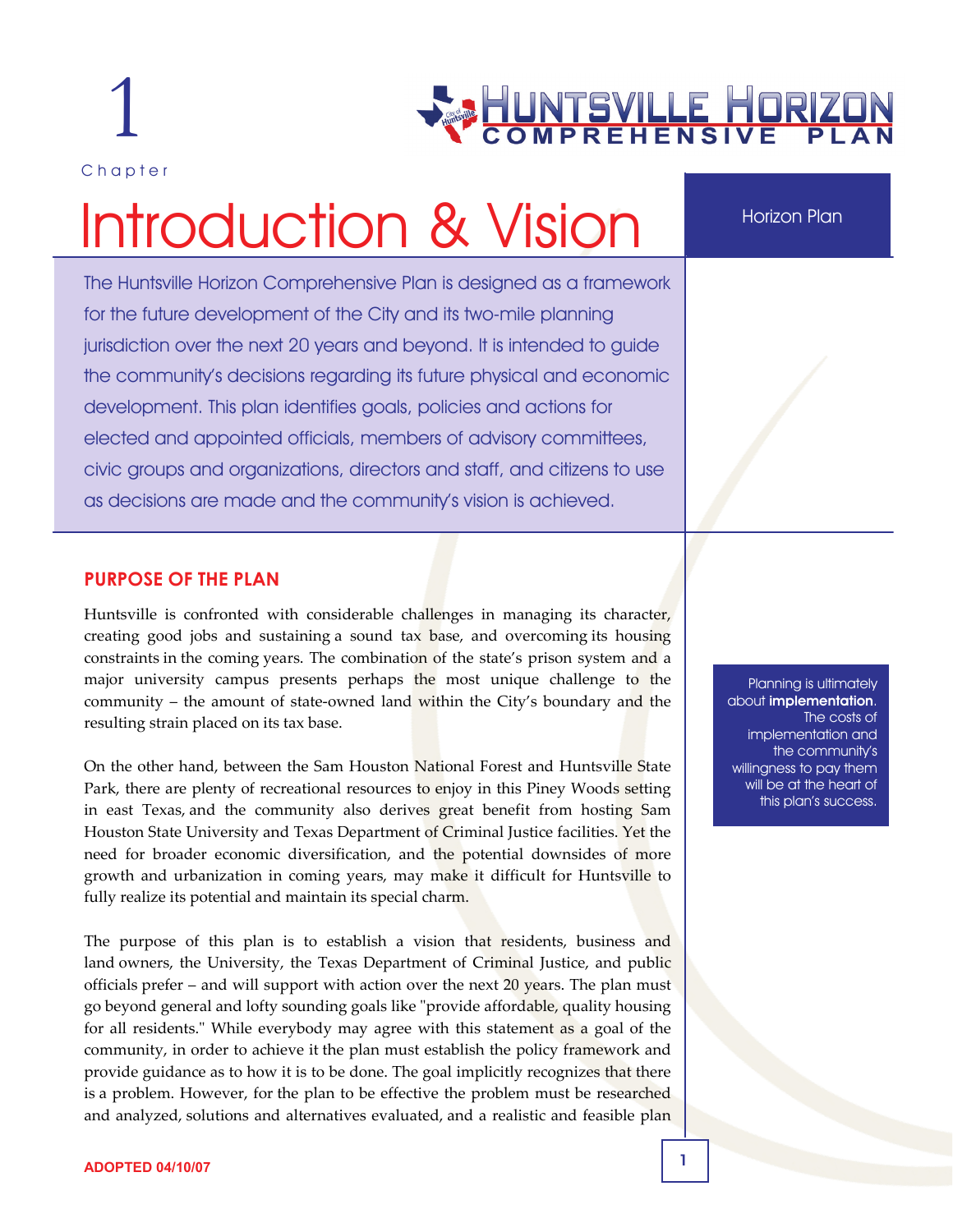Chapter 1

# Introduction & Vision

Horizon Plan

The Huntsville Horizon Comprehensive Plan is designed as a framework for the future development of the City and its two-mile planning jurisdiction over the next 20 years and beyond. It is intended to guide the community's decisions regarding its future physical and economic development. This plan identifies goals, policies and actions for elected and appointed officials, members of advisory committees, civic groups and organizations, directors and staff, and citizens to use as decisions are made and the community's vision is achieved.

## PURPOSE OF THE PLAN

Huntsville is confronted with considerable challenges in managing its character, creating good jobs and sustaining a sound tax base, and overcoming its housing constraints in the coming years. The combination of the state's prison system and a major university campus presents perhaps the most unique challenge to the community – the amount of state-owned land within the City's boundary and the resulting strain placed on its tax base.

On the other hand, between the Sam Houston National Forest and Huntsville State Park, there are plenty of recreational resources to enjoy in this Piney Woods setting in east Texas, and the community also derives great benefit from hosting Sam Houston State University and Texas Department of Criminal Justice facilities. Yet the need for broader economic diversification, and the potential downsides of more growth and urbanization in coming years, may make it difficult for Huntsville to fully realize its potential and maintain its special charm.

> Planning is ultimately about **implementation**. The costs of implementation and the community's willingness to pay them will be at the heart of this plan's success.

The purpose of this plan is to establish a vision that residents, business and land owners, the University, the Texas Department of Criminal Justice, and public officials prefer – and will support with action over the next 20 years. The plan must go beyond general and lofty sounding goals like "provide affordable, quality housing for all residents." While everybody may agree with this statement as a goal of the community, in order to achieve it the plan must establish the policy framework and provide guidance as to how it is to be done. The goal implicitly recognizes that there is a problem. However, for the plan to be effective the problem must be researched and analyzed, solutions and alternatives evaluated, and a realistic and feasible plan

ADOPTED 04/10/07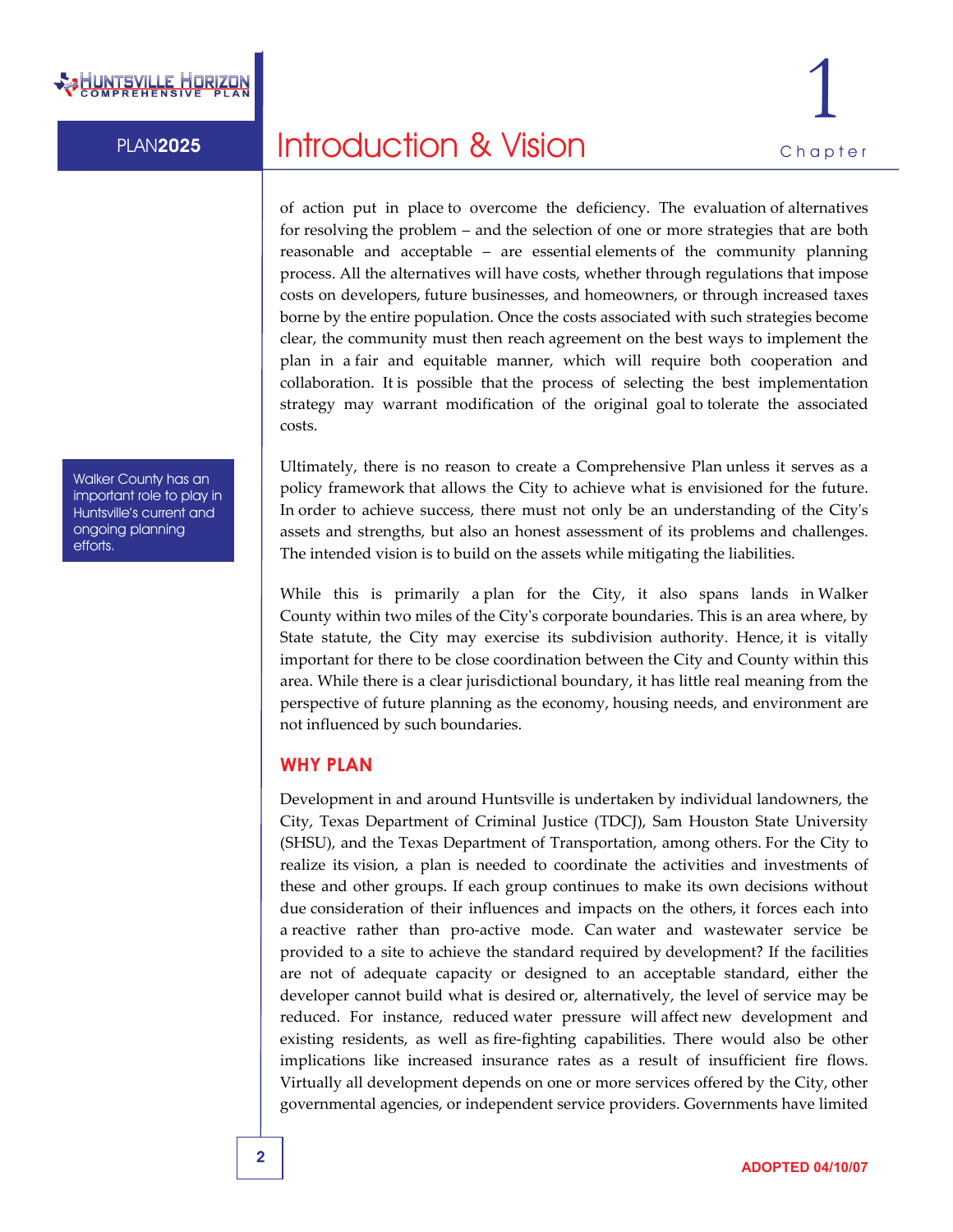of action put in place to overcome the deficiency. The evaluation of alternatives for resolving the problem – and the selection of one or more strategies that are both reasonable and acceptable – are essential elements of the community planning process. All the alternatives will have costs, whether through regulations that impose costs on developers, future businesses, and homeowners, or through increased taxes borne by the entire population. Once the costs associated with such strategies become clear, the community must then reach agreement on the best ways to implement the plan in a fair and equitable manner, which will require both cooperation and collaboration. It is possible that the process of selecting the best implementation strategy may warrant modification of the original goal to tolerate the associated costs.

Walker County has an important role to play in Huntsville's current and ongoing planning efforts.

Ultimately, there is no reason to create a Comprehensive Plan unless it serves as a policy framework that allows the City to achieve what is envisioned for the future. In order to achieve success, there must not only be an understanding of the City's assets and strengths, but also an honest assessment of its problems and challenges. The intended vision is to build on the assets while mitigating the liabilities.

While this is primarily a plan for the City, it also spans lands in Walker County within two miles of the City's corporate boundaries. This is an area where, by State statute, the City may exercise its subdivision authority. Hence, it is vitally important for there to be close coordination between the City and County within this area. While there is a clear jurisdictional boundary, it has little real meaning from the perspective of future planning as the economy, housing needs, and environment are not influenced by such boundaries.

## WHY PLAN

Development in and around Huntsville is undertaken by individual landowners, the City, Texas Department of Criminal Justice (TDCJ), Sam Houston State University (SHSU), and the Texas Department of Transportation, among others. For the City to realize its vision, a plan is needed to coordinate the activities and investments of these and other groups. If each group continues to make its own decisions without due consideration of their influences and impacts on the others, it forces each into a reactive rather than pro-active mode. Can water and wastewater service be provided to a site to achieve the standard required by development? If the facilities are not of adequate capacity or designed to an acceptable standard, either the developer cannot build what is desired or, alternatively, the level of service may be reduced. For instance, reduced water pressure will affect new development and existing residents, as well as fire-fighting capabilities. There would also be other implications like increased insurance rates as a result of insufficient fire flows. Virtually all development depends on one or more services offered by the City, other governmental agencies, or independent service providers. Governments have limited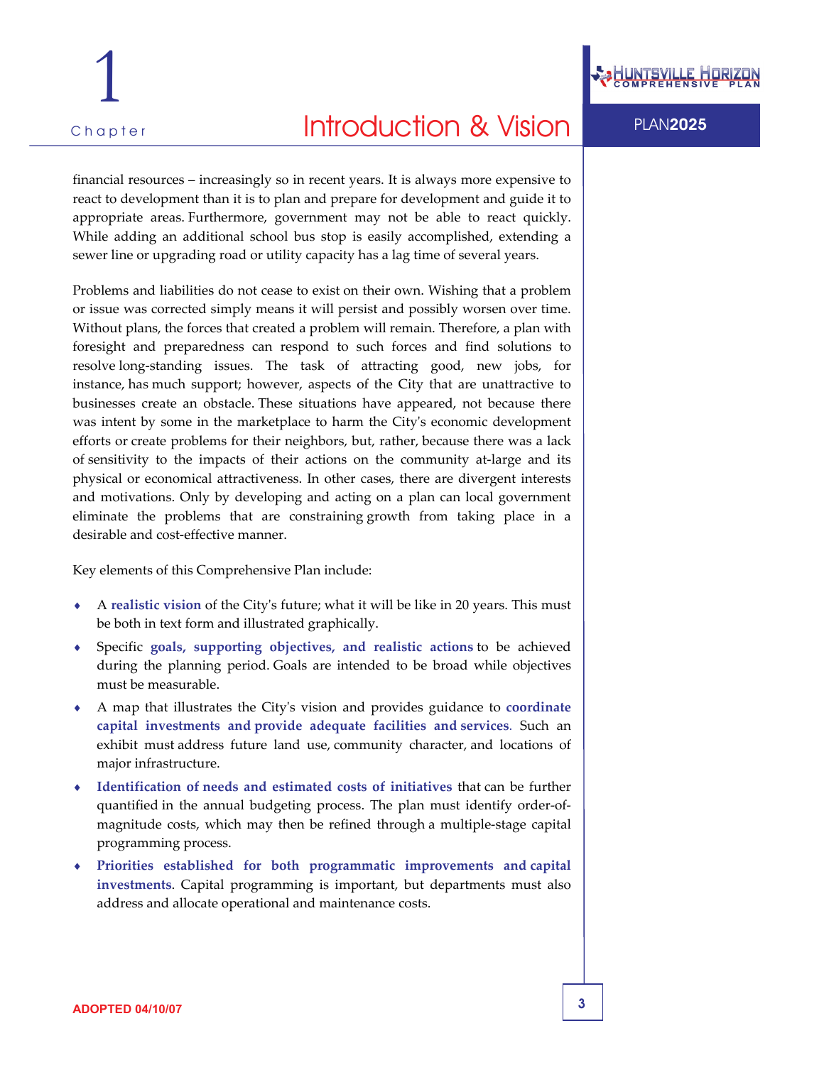financial resources – increasingly so in recent years. It is always more expensive to react to development than it is to plan and prepare for development and guide it to appropriate areas. Furthermore, government may not be able to react quickly. While adding an additional school bus stop is easily accomplished, extending a sewer line or upgrading road or utility capacity has a lag time of several years.

Problems and liabilities do not cease to exist on their own. Wishing that a problem or issue was corrected simply means it will persist and possibly worsen over time. Without plans, the forces that created a problem will remain. Therefore, a plan with foresight and preparedness can respond to such forces and find solutions to resolve long-standing issues. The task of attracting good, new jobs, for instance, has much support; however, aspects of the City that are unattractive to businesses create an obstacle. These situations have appeared, not because there was intent by some in the marketplace to harm the City's economic development efforts or create problems for their neighbors, but, rather, because there was a lack of sensitivity to the impacts of their actions on the community at-large and its physical or economical attractiveness. In other cases, there are divergent interests and motivations. Only by developing and acting on a plan can local government eliminate the problems that are constraining growth from taking place in a desirable and cost-effective manner.

Key elements of this Comprehensive Plan include:

- A **realistic vision** of the City's future; what it will be like in 20 years. This must be both in text form and illustrated graphically.
- Specific **goals, supporting objectives, and realistic actions** to be achieved during the planning period. Goals are intended to be broad while objectives must be measurable.
- A map that illustrates the City's vision and provides guidance to **coordinate capital investments and provide adequate facilities and services**. Such an exhibit must address future land use, community character, and locations of major infrastructure.
- **Identification of needs and estimated costs of initiatives** that can be further quantified in the annual budgeting process. The plan must identify order-of-magnitude costs, which may then be refined through a multiple-stage capital programming process.
- **Priorities established for both programmatic improvements and capital investments**. Capital programming is important, but departments must also address and allocate operational and maintenance costs.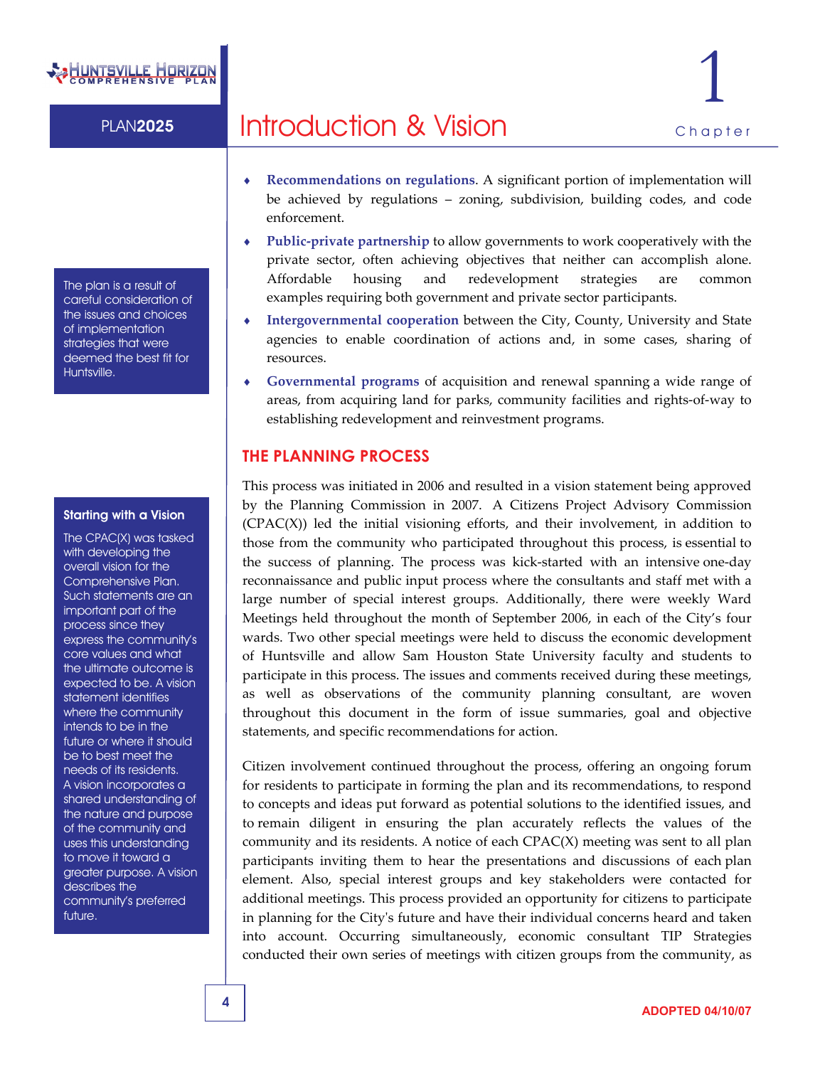- **Recommendations on regulations**. A significant portion of implementation will be achieved by regulations – zoning, subdivision, building codes, and code enforcement.
- **Public-private partnership** to allow governments to work cooperatively with the private sector, often achieving objectives that neither can accomplish alone. Affordable housing and redevelopment strategies are common examples requiring both government and private sector participants.
- **Intergovernmental cooperation** between the City, County, University and State agencies to enable coordination of actions and, in some cases, sharing of resources.
- **Governmental programs** of acquisition and renewal spanning a wide range of areas, from acquiring land for parks, community facilities and rights-of-way to establishing redevelopment and reinvestment programs.

The plan is a result of careful consideration of the issues and choices of implementation strategies that were deemed the best fit for Huntsville.

## THE PLANNING PROCESS

This process was initiated in 2006 and resulted in a vision statement being approved by the Planning Commission in 2007. A Citizens Project Advisory Commission (CPAC(X)) led the initial visioning efforts, and their involvement, in addition to those from the community who participated throughout this process, is essential to the success of planning. The process was kick-started with an intensive one-day reconnaissance and public input process where the consultants and staff met with a large number of special interest groups. Additionally, there were weekly Ward Meetings held throughout the month of September 2006, in each of the City's four wards. Two other special meetings were held to discuss the economic development of Huntsville and allow Sam Houston State University faculty and students to participate in this process. The issues and comments received during these meetings, as well as observations of the community planning consultant, are woven throughout this document in the form of issue summaries, goal and objective statements, and specific recommendations for action.

**Starting with a Vision**

The CPAC(X) was tasked with developing the overall vision for the Comprehensive Plan. Such statements are an important part of the process since they express the community's core values and what the ultimate outcome is expected to be. A vision statement identifies where the community intends to be in the future or where it should be to best meet the needs of its residents. A vision incorporates a shared understanding of the nature and purpose of the community and uses this understanding to move it toward a greater purpose. A vision describes the community's preferred future.

Citizen involvement continued throughout the process, offering an ongoing forum for residents to participate in forming the plan and its recommendations, to respond to concepts and ideas put forward as potential solutions to the identified issues, and to remain diligent in ensuring the plan accurately reflects the values of the community and its residents. A notice of each CPAC(X) meeting was sent to all plan participants inviting them to hear the presentations and discussions of each plan element. Also, special interest groups and key stakeholders were contacted for additional meetings. This process provided an opportunity for citizens to participate in planning for the City's future and have their individual concerns heard and taken into account. Occurring simultaneously, economic consultant TIP Strategies conducted their own series of meetings with citizen groups from the community, as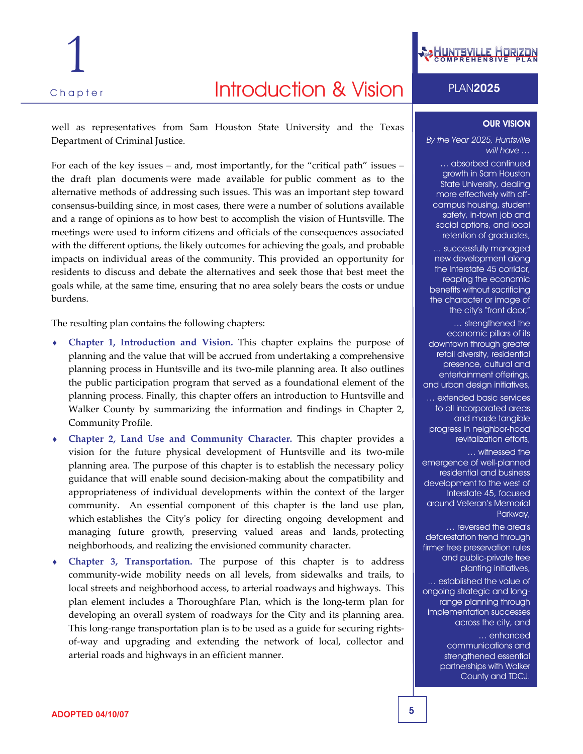well as representatives from Sam Houston State University and the Texas Department of Criminal Justice.

For each of the key issues – and, most importantly, for the "critical path" issues – the draft plan documents were made available for public comment as to the alternative methods of addressing such issues. This was an important step toward consensus-building since, in most cases, there were a number of solutions available and a range of opinions as to how best to accomplish the vision of Huntsville. The meetings were used to inform citizens and officials of the consequences associated with the different options, the likely outcomes for achieving the goals, and probable impacts on individual areas of the community. This provided an opportunity for residents to discuss and debate the alternatives and seek those that best meet the goals while, at the same time, ensuring that no area solely bears the costs or undue burdens.

The resulting plan contains the following chapters:

- **Chapter 1, Introduction and Vision.** This chapter explains the purpose of planning and the value that will be accrued from undertaking a comprehensive planning process in Huntsville and its two-mile planning area. It also outlines the public participation program that served as a foundational element of the planning process. Finally, this chapter offers an introduction to Huntsville and Walker County by summarizing the information and findings in Chapter 2, Community Profile.
- **Chapter 2, Land Use and Community Character.** This chapter provides a vision for the future physical development of Huntsville and its two-mile planning area. The purpose of this chapter is to establish the necessary policy guidance that will enable sound decision-making about the compatibility and appropriateness of individual developments within the context of the larger community. An essential component of this chapter is the land use plan, which establishes the City's policy for directing ongoing development and managing future growth, preserving valued areas and lands, protecting neighborhoods, and realizing the envisioned community character.
- **Chapter 3, Transportation.** The purpose of this chapter is to address community-wide mobility needs on all levels, from sidewalks and trails, to local streets and neighborhood access, to arterial roadways and highways. This plan element includes a Thoroughfare Plan, which is the long-term plan for developing an overall system of roadways for the City and its planning area. This long-range transportation plan is to be used as a guide for securing rights-of-way and upgrading and extending the network of local, collector and arterial roads and highways in an efficient manner.

**OUR VISION**

*By the Year 2025, Huntsville will have …*

… absorbed continued growth in Sam Houston State University, dealing more effectively with off-campus housing, student safety, in-town job and social options, and local retention of graduates,

… successfully managed new development along the Interstate 45 corridor, reaping the economic benefits without sacrificing the character or image of the city's "front door,"

… strengthened the economic pillars of its downtown through greater retail diversity, residential presence, cultural and entertainment offerings, and urban design initiatives,

… extended basic services to all incorporated areas and made tangible progress in neighbor-hood revitalization efforts,

… witnessed the emergence of well-planned residential and business development to the west of Interstate 45, focused around Veteran's Memorial Parkway,

… reversed the area's deforestation trend through firmer tree preservation rules and public-private tree planting initiatives,

… established the value of ongoing strategic and long-range planning through implementation successes across the city, and

… enhanced communications and strengthened essential partnerships with Walker County and TDCJ.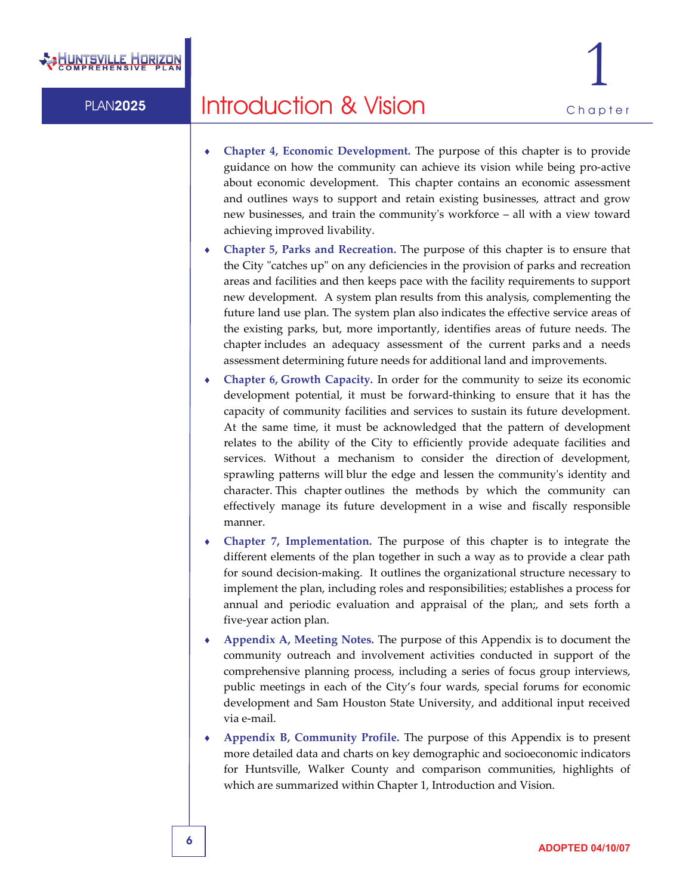- **Chapter 4, Economic Development.** The purpose of this chapter is to provide guidance on how the community can achieve its vision while being pro-active about economic development. This chapter contains an economic assessment and outlines ways to support and retain existing businesses, attract and grow new businesses, and train the community's workforce – all with a view toward achieving improved livability.
- **Chapter 5, Parks and Recreation.** The purpose of this chapter is to ensure that the City "catches up" on any deficiencies in the provision of parks and recreation areas and facilities and then keeps pace with the facility requirements to support new development. A system plan results from this analysis, complementing the future land use plan. The system plan also indicates the effective service areas of the existing parks, but, more importantly, identifies areas of future needs. The chapter includes an adequacy assessment of the current parks and a needs assessment determining future needs for additional land and improvements.
- **Chapter 6, Growth Capacity.** In order for the community to seize its economic development potential, it must be forward-thinking to ensure that it has the capacity of community facilities and services to sustain its future development. At the same time, it must be acknowledged that the pattern of development relates to the ability of the City to efficiently provide adequate facilities and services. Without a mechanism to consider the direction of development, sprawling patterns will blur the edge and lessen the community's identity and character. This chapter outlines the methods by which the community can effectively manage its future development in a wise and fiscally responsible manner.
- **Chapter 7, Implementation.** The purpose of this chapter is to integrate the different elements of the plan together in such a way as to provide a clear path for sound decision-making. It outlines the organizational structure necessary to implement the plan, including roles and responsibilities; establishes a process for annual and periodic evaluation and appraisal of the plan;, and sets forth a five-year action plan.
- **Appendix A, Meeting Notes.** The purpose of this Appendix is to document the community outreach and involvement activities conducted in support of the comprehensive planning process, including a series of focus group interviews, public meetings in each of the City's four wards, special forums for economic development and Sam Houston State University, and additional input received via e-mail.
- **Appendix B, Community Profile.** The purpose of this Appendix is to present more detailed data and charts on key demographic and socioeconomic indicators for Huntsville, Walker County and comparison communities, highlights of which are summarized within Chapter 1, Introduction and Vision.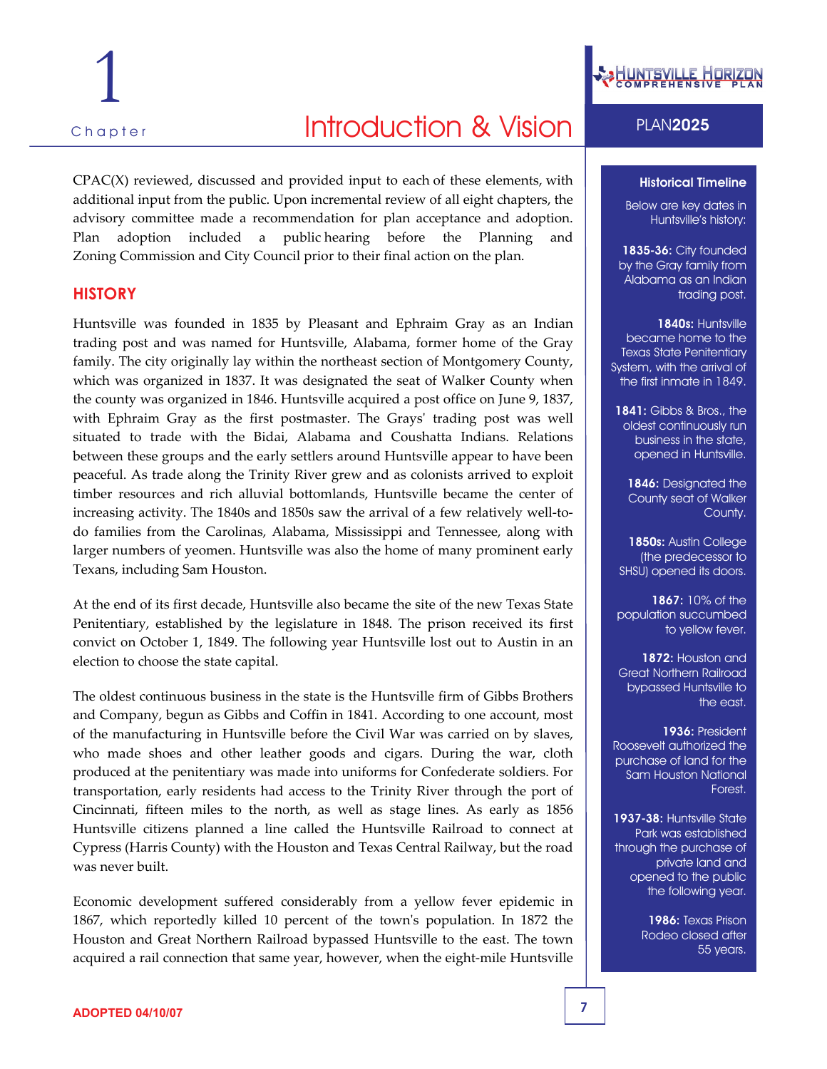CPAC(X) reviewed, discussed and provided input to each of these elements, with additional input from the public. Upon incremental review of all eight chapters, the advisory committee made a recommendation for plan acceptance and adoption. Plan adoption included a public hearing before the Planning and Zoning Commission and City Council prior to their final action on the plan.

## HISTORY

Huntsville was founded in 1835 by Pleasant and Ephraim Gray as an Indian trading post and was named for Huntsville, Alabama, former home of the Gray family. The city originally lay within the northeast section of Montgomery County, which was organized in 1837. It was designated the seat of Walker County when the county was organized in 1846. Huntsville acquired a post office on June 9, 1837, with Ephraim Gray as the first postmaster. The Grays' trading post was well situated to trade with the Bidai, Alabama and Coushatta Indians. Relations between these groups and the early settlers around Huntsville appear to have been peaceful. As trade along the Trinity River grew and as colonists arrived to exploit timber resources and rich alluvial bottomlands, Huntsville became the center of increasing activity. The 1840s and 1850s saw the arrival of a few relatively well-to-do families from the Carolinas, Alabama, Mississippi and Tennessee, along with larger numbers of yeomen. Huntsville was also the home of many prominent early Texans, including Sam Houston.

At the end of its first decade, Huntsville also became the site of the new Texas State Penitentiary, established by the legislature in 1848. The prison received its first convict on October 1, 1849. The following year Huntsville lost out to Austin in an election to choose the state capital.

The oldest continuous business in the state is the Huntsville firm of Gibbs Brothers and Company, begun as Gibbs and Coffin in 1841. According to one account, most of the manufacturing in Huntsville before the Civil War was carried on by slaves, who made shoes and other leather goods and cigars. During the war, cloth produced at the penitentiary was made into uniforms for Confederate soldiers. For transportation, early residents had access to the Trinity River through the port of Cincinnati, fifteen miles to the north, as well as stage lines. As early as 1856 Huntsville citizens planned a line called the Huntsville Railroad to connect at Cypress (Harris County) with the Houston and Texas Central Railway, but the road was never built.

Economic development suffered considerably from a yellow fever epidemic in 1867, which reportedly killed 10 percent of the town's population. In 1872 the Houston and Great Northern Railroad bypassed Huntsville to the east. The town acquired a rail connection that same year, however, when the eight-mile Huntsville

### Historical Timeline

Below are key dates in Huntsville's history:

**1835-36:** City founded by the Gray family from Alabama as an Indian trading post.

**1840s:** Huntsville became home to the Texas State Penitentiary System, with the arrival of the first inmate in 1849.

**1841:** Gibbs & Bros., the oldest continuously run business in the state, opened in Huntsville.

**1846:** Designated the County seat of Walker County.

**1850s:** Austin College (the predecessor to SHSU) opened its doors.

**1867:** 10% of the population succumbed to yellow fever.

**1872:** Houston and Great Northern Railroad bypassed Huntsville to the east.

**1936:** President Roosevelt authorized the purchase of land for the Sam Houston National Forest.

**1937-38:** Huntsville State Park was established through the purchase of private land and opened to the public the following year.

**1986:** Texas Prison Rodeo closed after 55 years.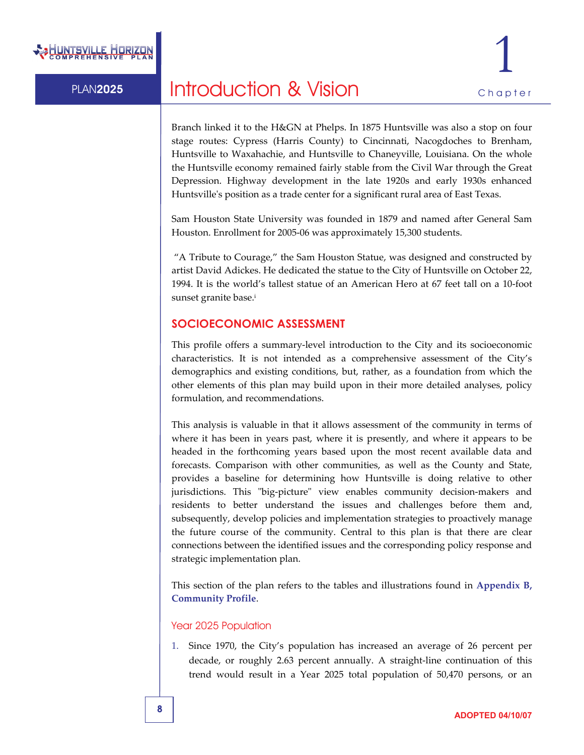Branch linked it to the H&GN at Phelps. In 1875 Huntsville was also a stop on four stage routes: Cypress (Harris County) to Cincinnati, Nacogdoches to Brenham, Huntsville to Waxahachie, and Huntsville to Chaneyville, Louisiana. On the whole the Huntsville economy remained fairly stable from the Civil War through the Great Depression. Highway development in the late 1920s and early 1930s enhanced Huntsville's position as a trade center for a significant rural area of East Texas.

Sam Houston State University was founded in 1879 and named after General Sam Houston. Enrollment for 2005-06 was approximately 15,300 students.

"A Tribute to Courage," the Sam Houston Statue, was designed and constructed by artist David Adickes. He dedicated the statue to the City of Huntsville on October 22, 1994. It is the world's tallest statue of an American Hero at 67 feet tall on a 10-foot sunset granite base.[i]

## SOCIOECONOMIC ASSESSMENT

This profile offers a summary-level introduction to the City and its socioeconomic characteristics. It is not intended as a comprehensive assessment of the City's demographics and existing conditions, but, rather, as a foundation from which the other elements of this plan may build upon in their more detailed analyses, policy formulation, and recommendations.

This analysis is valuable in that it allows assessment of the community in terms of where it has been in years past, where it is presently, and where it appears to be headed in the forthcoming years based upon the most recent available data and forecasts. Comparison with other communities, as well as the County and State, provides a baseline for determining how Huntsville is doing relative to other jurisdictions. This "big-picture" view enables community decision-makers and residents to better understand the issues and challenges before them and, subsequently, develop policies and implementation strategies to proactively manage the future course of the community. Central to this plan is that there are clear connections between the identified issues and the corresponding policy response and strategic implementation plan.

This section of the plan refers to the tables and illustrations found in **Appendix B, Community Profile**.

### Year 2025 Population

1. Since 1970, the City's population has increased an average of 26 percent per decade, or roughly 2.63 percent annually. A straight-line continuation of this trend would result in a Year 2025 total population of 50,470 persons, or an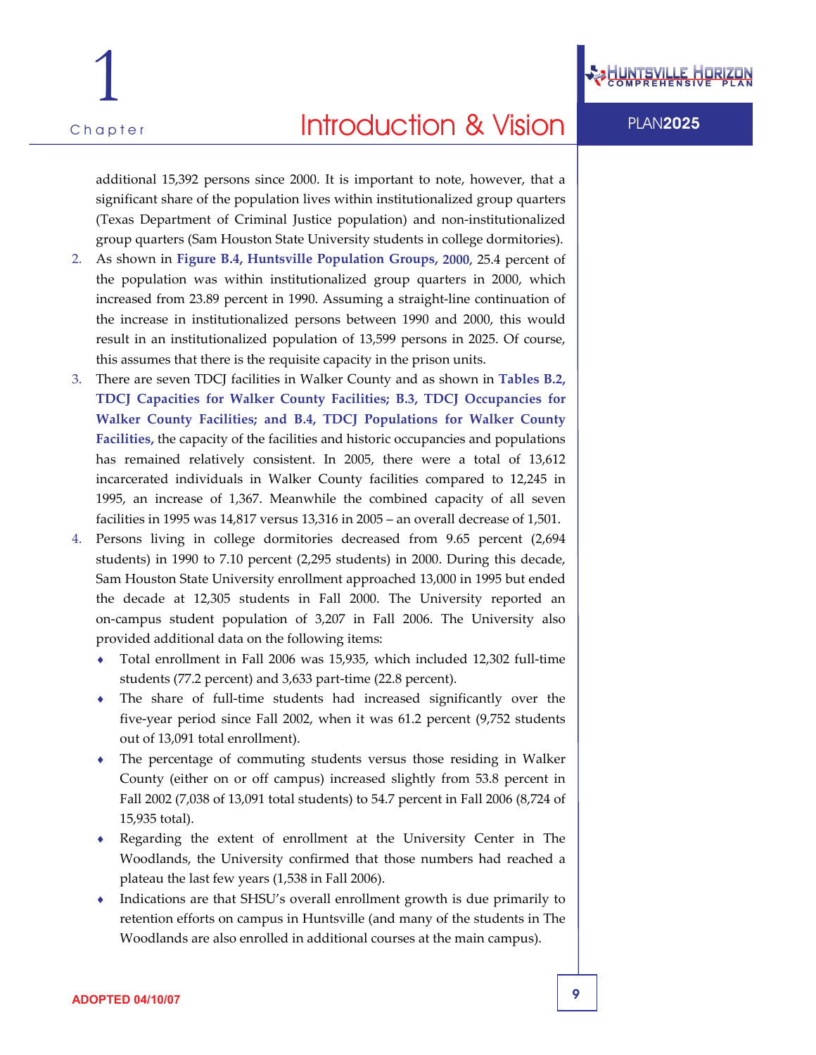additional 15,392 persons since 2000. It is important to note, however, that a significant share of the population lives within institutionalized group quarters (Texas Department of Criminal Justice population) and non-institutionalized group quarters (Sam Houston State University students in college dormitories).

2. As shown in **Figure B.4, Huntsville Population Groups, 2000**, 25.4 percent of the population was within institutionalized group quarters in 2000, which increased from 23.89 percent in 1990. Assuming a straight-line continuation of the increase in institutionalized persons between 1990 and 2000, this would result in an institutionalized population of 13,599 persons in 2025. Of course, this assumes that there is the requisite capacity in the prison units.
3. There are seven TDCJ facilities in Walker County and as shown in **Tables B.2, TDCJ Capacities for Walker County Facilities; B.3, TDCJ Occupancies for Walker County Facilities; and B.4, TDCJ Populations for Walker County Facilities,** the capacity of the facilities and historic occupancies and populations has remained relatively consistent. In 2005, there were a total of 13,612 incarcerated individuals in Walker County facilities compared to 12,245 in 1995, an increase of 1,367. Meanwhile the combined capacity of all seven facilities in 1995 was 14,817 versus 13,316 in 2005 – an overall decrease of 1,501.
4. Persons living in college dormitories decreased from 9.65 percent (2,694 students) in 1990 to 7.10 percent (2,295 students) in 2000. During this decade, Sam Houston State University enrollment approached 13,000 in 1995 but ended the decade at 12,305 students in Fall 2000. The University reported an on-campus student population of 3,207 in Fall 2006. The University also provided additional data on the following items:
   - Total enrollment in Fall 2006 was 15,935, which included 12,302 full-time students (77.2 percent) and 3,633 part-time (22.8 percent).
   - The share of full-time students had increased significantly over the five-year period since Fall 2002, when it was 61.2 percent (9,752 students out of 13,091 total enrollment).
   - The percentage of commuting students versus those residing in Walker County (either on or off campus) increased slightly from 53.8 percent in Fall 2002 (7,038 of 13,091 total students) to 54.7 percent in Fall 2006 (8,724 of 15,935 total).
   - Regarding the extent of enrollment at the University Center in The Woodlands, the University confirmed that those numbers had reached a plateau the last few years (1,538 in Fall 2006).
   - Indications are that SHSU's overall enrollment growth is due primarily to retention efforts on campus in Huntsville (and many of the students in The Woodlands are also enrolled in additional courses at the main campus).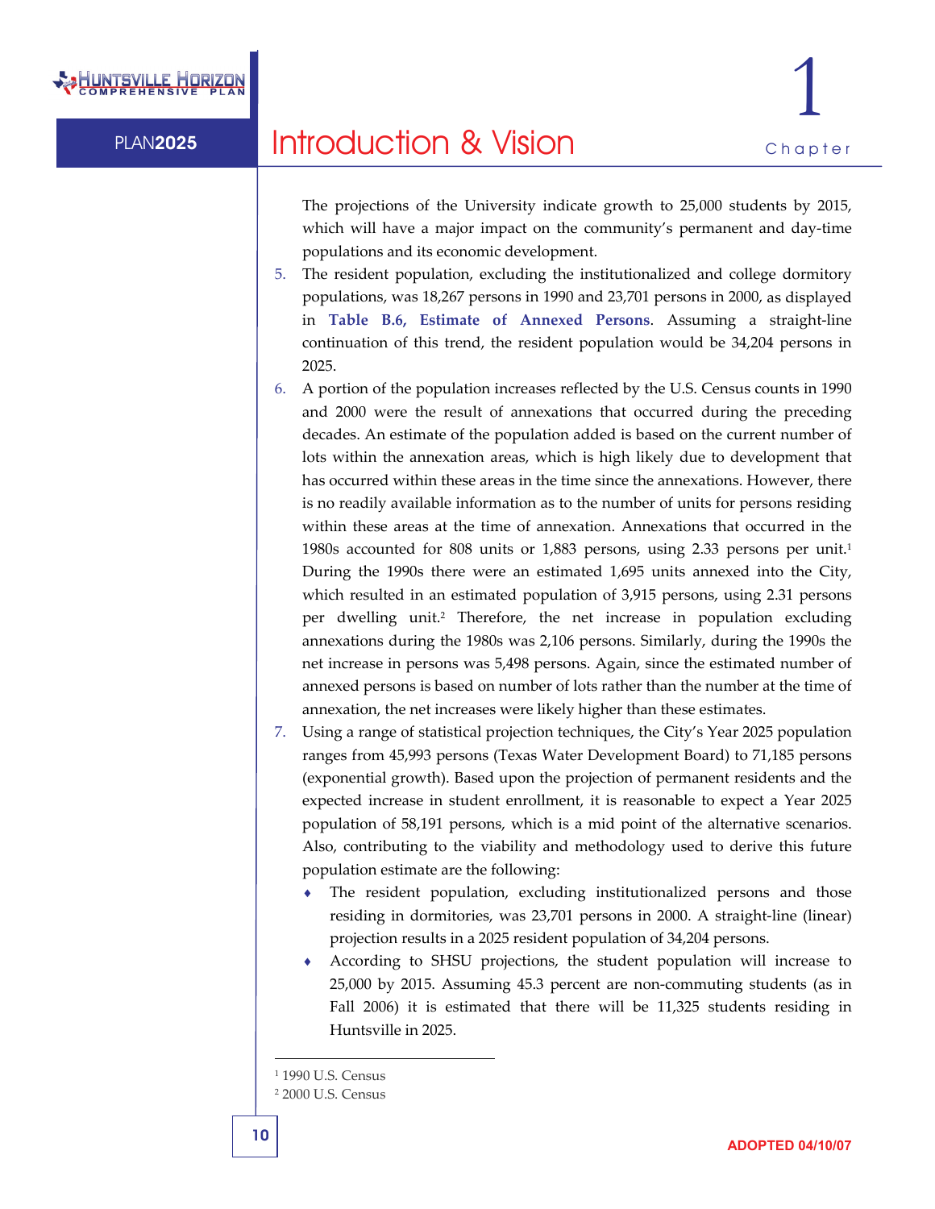The projections of the University indicate growth to 25,000 students by 2015, which will have a major impact on the community's permanent and day-time populations and its economic development.

5. The resident population, excluding the institutionalized and college dormitory populations, was 18,267 persons in 1990 and 23,701 persons in 2000, as displayed in **Table B.6, Estimate of Annexed Persons**. Assuming a straight-line continuation of this trend, the resident population would be 34,204 persons in 2025.
6. A portion of the population increases reflected by the U.S. Census counts in 1990 and 2000 were the result of annexations that occurred during the preceding decades. An estimate of the population added is based on the current number of lots within the annexation areas, which is high likely due to development that has occurred within these areas in the time since the annexations. However, there is no readily available information as to the number of units for persons residing within these areas at the time of annexation. Annexations that occurred in the 1980s accounted for 808 units or 1,883 persons, using 2.33 persons per unit.[1] During the 1990s there were an estimated 1,695 units annexed into the City, which resulted in an estimated population of 3,915 persons, using 2.31 persons per dwelling unit.[2] Therefore, the net increase in population excluding annexations during the 1980s was 2,106 persons. Similarly, during the 1990s the net increase in persons was 5,498 persons. Again, since the estimated number of annexed persons is based on number of lots rather than the number at the time of annexation, the net increases were likely higher than these estimates.
7. Using a range of statistical projection techniques, the City's Year 2025 population ranges from 45,993 persons (Texas Water Development Board) to 71,185 persons (exponential growth). Based upon the projection of permanent residents and the expected increase in student enrollment, it is reasonable to expect a Year 2025 population of 58,191 persons, which is a mid point of the alternative scenarios. Also, contributing to the viability and methodology used to derive this future population estimate are the following:
   - The resident population, excluding institutionalized persons and those residing in dormitories, was 23,701 persons in 2000. A straight-line (linear) projection results in a 2025 resident population of 34,204 persons.
   - According to SHSU projections, the student population will increase to 25,000 by 2015. Assuming 45.3 percent are non-commuting students (as in Fall 2006) it is estimated that there will be 11,325 students residing in Huntsville in 2025.

---

[1] 1990 U.S. Census

[2] 2000 U.S. Census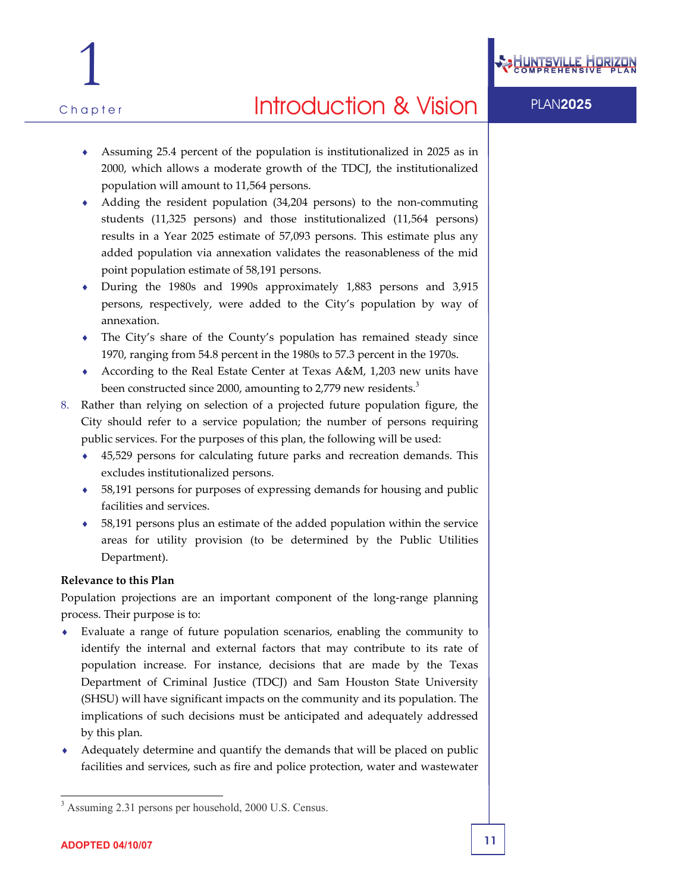- Assuming 25.4 percent of the population is institutionalized in 2025 as in 2000, which allows a moderate growth of the TDCJ, the institutionalized population will amount to 11,564 persons.
- Adding the resident population (34,204 persons) to the non-commuting students (11,325 persons) and those institutionalized (11,564 persons) results in a Year 2025 estimate of 57,093 persons. This estimate plus any added population via annexation validates the reasonableness of the mid point population estimate of 58,191 persons.
- During the 1980s and 1990s approximately 1,883 persons and 3,915 persons, respectively, were added to the City's population by way of annexation.
- The City's share of the County's population has remained steady since 1970, ranging from 54.8 percent in the 1980s to 57.3 percent in the 1970s.
- According to the Real Estate Center at Texas A&M, 1,203 new units have been constructed since 2000, amounting to 2,779 new residents.[3]

8. Rather than relying on selection of a projected future population figure, the City should refer to a service population; the number of persons requiring public services. For the purposes of this plan, the following will be used:
   - 45,529 persons for calculating future parks and recreation demands. This excludes institutionalized persons.
   - 58,191 persons for purposes of expressing demands for housing and public facilities and services.
   - 58,191 persons plus an estimate of the added population within the service areas for utility provision (to be determined by the Public Utilities Department).

**Relevance to this Plan**

Population projections are an important component of the long-range planning process. Their purpose is to:

- Evaluate a range of future population scenarios, enabling the community to identify the internal and external factors that may contribute to its rate of population increase. For instance, decisions that are made by the Texas Department of Criminal Justice (TDCJ) and Sam Houston State University (SHSU) will have significant impacts on the community and its population. The implications of such decisions must be anticipated and adequately addressed by this plan.
- Adequately determine and quantify the demands that will be placed on public facilities and services, such as fire and police protection, water and wastewater

[3] Assuming 2.31 persons per household, 2000 U.S. Census.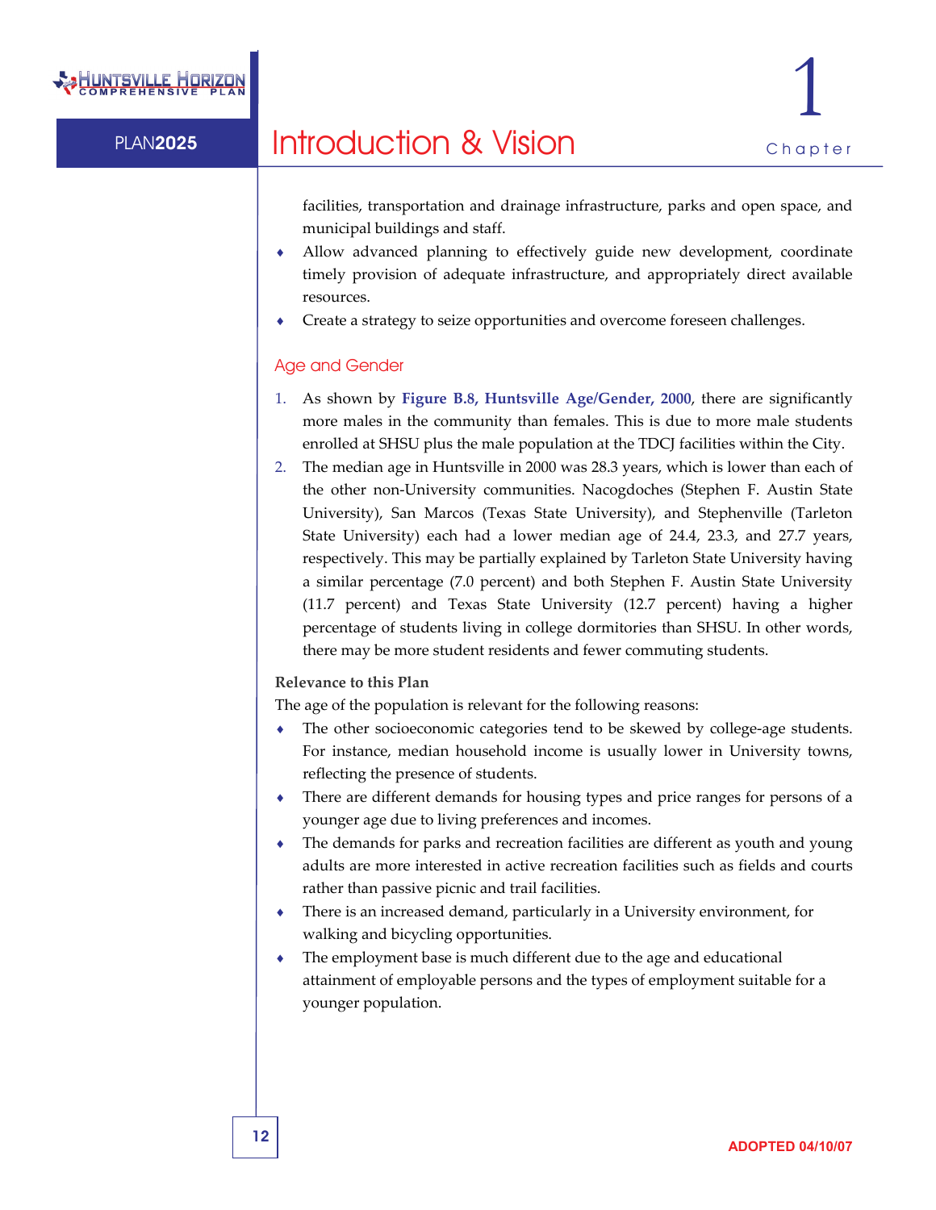facilities, transportation and drainage infrastructure, parks and open space, and municipal buildings and staff.

- Allow advanced planning to effectively guide new development, coordinate timely provision of adequate infrastructure, and appropriately direct available resources.
- Create a strategy to seize opportunities and overcome foreseen challenges.

## Age and Gender

1. As shown by **Figure B.8, Huntsville Age/Gender, 2000**, there are significantly more males in the community than females. This is due to more male students enrolled at SHSU plus the male population at the TDCJ facilities within the City.
2. The median age in Huntsville in 2000 was 28.3 years, which is lower than each of the other non-University communities. Nacogdoches (Stephen F. Austin State University), San Marcos (Texas State University), and Stephenville (Tarleton State University) each had a lower median age of 24.4, 23.3, and 27.7 years, respectively. This may be partially explained by Tarleton State University having a similar percentage (7.0 percent) and both Stephen F. Austin State University (11.7 percent) and Texas State University (12.7 percent) having a higher percentage of students living in college dormitories than SHSU. In other words, there may be more student residents and fewer commuting students.

**Relevance to this Plan**

The age of the population is relevant for the following reasons:

- The other socioeconomic categories tend to be skewed by college-age students. For instance, median household income is usually lower in University towns, reflecting the presence of students.
- There are different demands for housing types and price ranges for persons of a younger age due to living preferences and incomes.
- The demands for parks and recreation facilities are different as youth and young adults are more interested in active recreation facilities such as fields and courts rather than passive picnic and trail facilities.
- There is an increased demand, particularly in a University environment, for walking and bicycling opportunities.
- The employment base is much different due to the age and educational attainment of employable persons and the types of employment suitable for a younger population.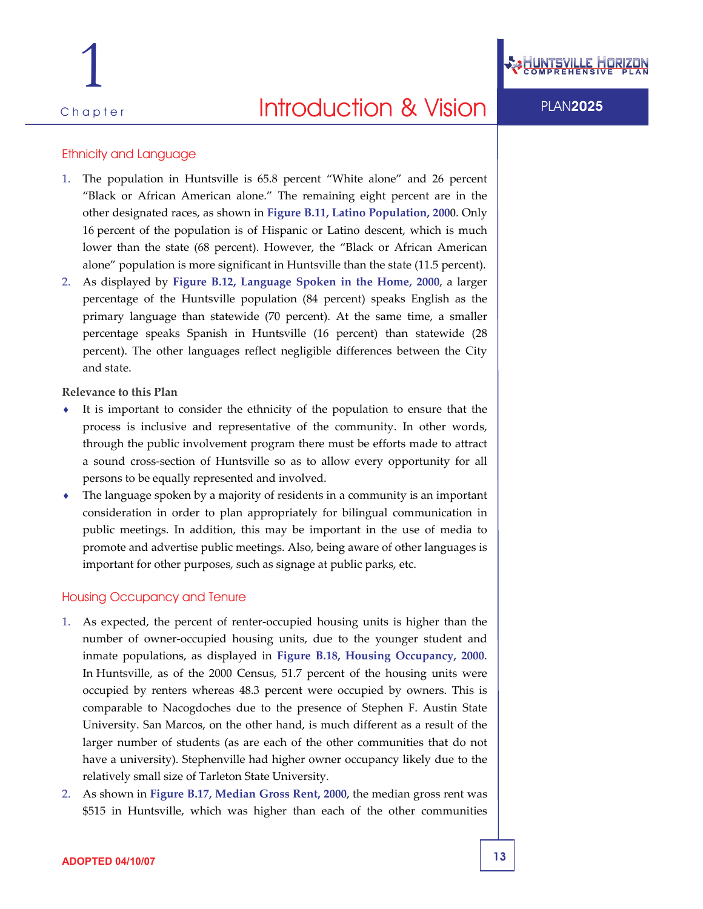## Ethnicity and Language

1. The population in Huntsville is 65.8 percent "White alone" and 26 percent "Black or African American alone." The remaining eight percent are in the other designated races, as shown in **Figure B.11, Latino Population, 2000**. Only 16 percent of the population is of Hispanic or Latino descent, which is much lower than the state (68 percent). However, the "Black or African American alone" population is more significant in Huntsville than the state (11.5 percent).
2. As displayed by **Figure B.12, Language Spoken in the Home, 2000**, a larger percentage of the Huntsville population (84 percent) speaks English as the primary language than statewide (70 percent). At the same time, a smaller percentage speaks Spanish in Huntsville (16 percent) than statewide (28 percent). The other languages reflect negligible differences between the City and state.

**Relevance to this Plan**

- It is important to consider the ethnicity of the population to ensure that the process is inclusive and representative of the community. In other words, through the public involvement program there must be efforts made to attract a sound cross-section of Huntsville so as to allow every opportunity for all persons to be equally represented and involved.
- The language spoken by a majority of residents in a community is an important consideration in order to plan appropriately for bilingual communication in public meetings. In addition, this may be important in the use of media to promote and advertise public meetings. Also, being aware of other languages is important for other purposes, such as signage at public parks, etc.

## Housing Occupancy and Tenure

1. As expected, the percent of renter-occupied housing units is higher than the number of owner-occupied housing units, due to the younger student and inmate populations, as displayed in **Figure B.18, Housing Occupancy, 2000**. In Huntsville, as of the 2000 Census, 51.7 percent of the housing units were occupied by renters whereas 48.3 percent were occupied by owners. This is comparable to Nacogdoches due to the presence of Stephen F. Austin State University. San Marcos, on the other hand, is much different as a result of the larger number of students (as are each of the other communities that do not have a university). Stephenville had higher owner occupancy likely due to the relatively small size of Tarleton State University.
2. As shown in **Figure B.17, Median Gross Rent, 2000**, the median gross rent was $515 in Huntsville, which was higher than each of the other communities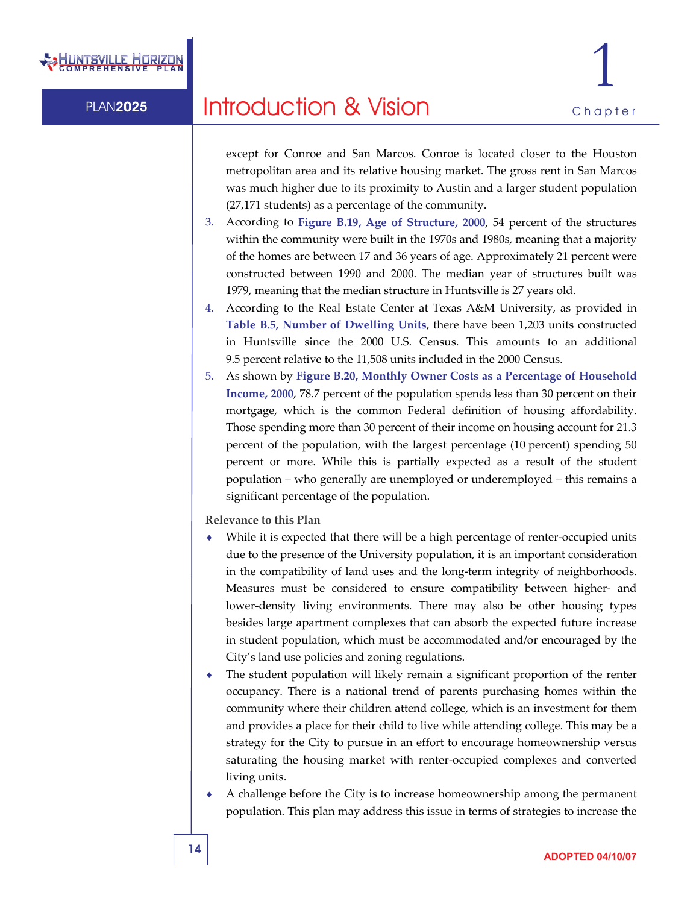except for Conroe and San Marcos. Conroe is located closer to the Houston metropolitan area and its relative housing market. The gross rent in San Marcos was much higher due to its proximity to Austin and a larger student population (27,171 students) as a percentage of the community.

3. According to **Figure B.19, Age of Structure, 2000**, 54 percent of the structures within the community were built in the 1970s and 1980s, meaning that a majority of the homes are between 17 and 36 years of age. Approximately 21 percent were constructed between 1990 and 2000. The median year of structures built was 1979, meaning that the median structure in Huntsville is 27 years old.
4. According to the Real Estate Center at Texas A&M University, as provided in **Table B.5, Number of Dwelling Units**, there have been 1,203 units constructed in Huntsville since the 2000 U.S. Census. This amounts to an additional 9.5 percent relative to the 11,508 units included in the 2000 Census.
5. As shown by **Figure B.20, Monthly Owner Costs as a Percentage of Household Income, 2000**, 78.7 percent of the population spends less than 30 percent on their mortgage, which is the common Federal definition of housing affordability. Those spending more than 30 percent of their income on housing account for 21.3 percent of the population, with the largest percentage (10 percent) spending 50 percent or more. While this is partially expected as a result of the student population – who generally are unemployed or underemployed – this remains a significant percentage of the population.

**Relevance to this Plan**

- While it is expected that there will be a high percentage of renter-occupied units due to the presence of the University population, it is an important consideration in the compatibility of land uses and the long-term integrity of neighborhoods. Measures must be considered to ensure compatibility between higher- and lower-density living environments. There may also be other housing types besides large apartment complexes that can absorb the expected future increase in student population, which must be accommodated and/or encouraged by the City's land use policies and zoning regulations.
- The student population will likely remain a significant proportion of the renter occupancy. There is a national trend of parents purchasing homes within the community where their children attend college, which is an investment for them and provides a place for their child to live while attending college. This may be a strategy for the City to pursue in an effort to encourage homeownership versus saturating the housing market with renter-occupied complexes and converted living units.
- A challenge before the City is to increase homeownership among the permanent population. This plan may address this issue in terms of strategies to increase the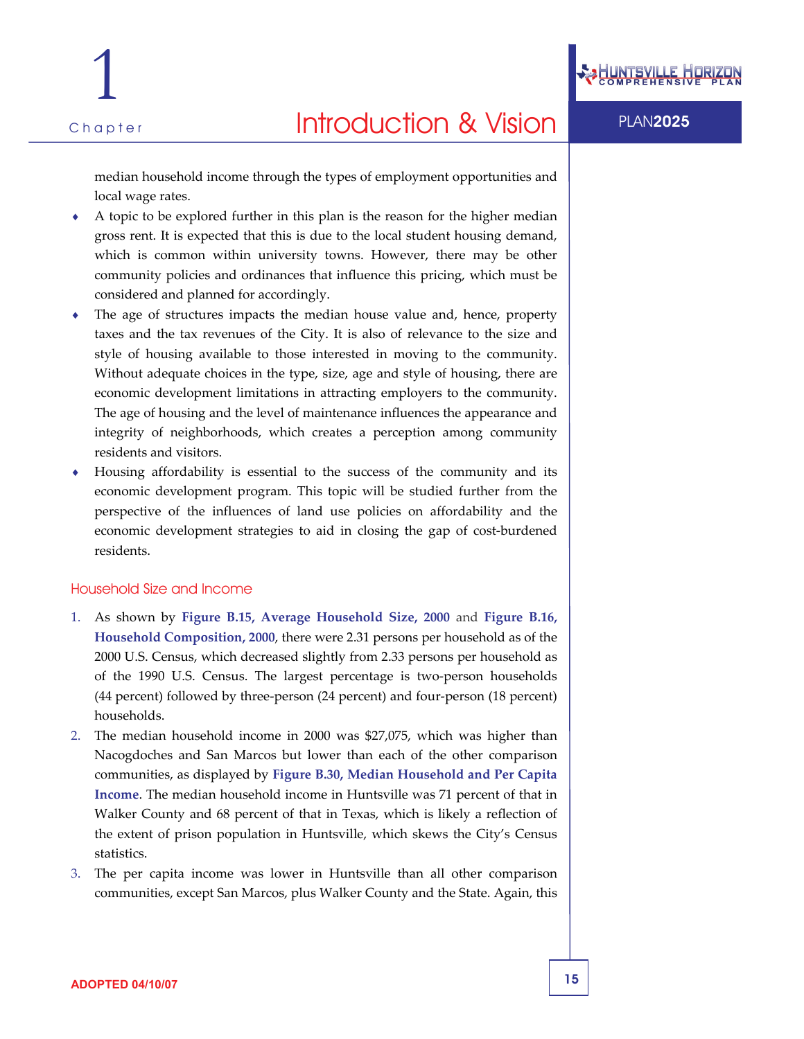median household income through the types of employment opportunities and local wage rates.

- A topic to be explored further in this plan is the reason for the higher median gross rent. It is expected that this is due to the local student housing demand, which is common within university towns. However, there may be other community policies and ordinances that influence this pricing, which must be considered and planned for accordingly.
- The age of structures impacts the median house value and, hence, property taxes and the tax revenues of the City. It is also of relevance to the size and style of housing available to those interested in moving to the community. Without adequate choices in the type, size, age and style of housing, there are economic development limitations in attracting employers to the community. The age of housing and the level of maintenance influences the appearance and integrity of neighborhoods, which creates a perception among community residents and visitors.
- Housing affordability is essential to the success of the community and its economic development program. This topic will be studied further from the perspective of the influences of land use policies on affordability and the economic development strategies to aid in closing the gap of cost-burdened residents.

### Household Size and Income

1. As shown by **Figure B.15, Average Household Size, 2000** and **Figure B.16, Household Composition, 2000**, there were 2.31 persons per household as of the 2000 U.S. Census, which decreased slightly from 2.33 persons per household as of the 1990 U.S. Census. The largest percentage is two-person households (44 percent) followed by three-person (24 percent) and four-person (18 percent) households.
2. The median household income in 2000 was $27,075, which was higher than Nacogdoches and San Marcos but lower than each of the other comparison communities, as displayed by **Figure B.30, Median Household and Per Capita Income**. The median household income in Huntsville was 71 percent of that in Walker County and 68 percent of that in Texas, which is likely a reflection of the extent of prison population in Huntsville, which skews the City's Census statistics.
3. The per capita income was lower in Huntsville than all other comparison communities, except San Marcos, plus Walker County and the State. Again, this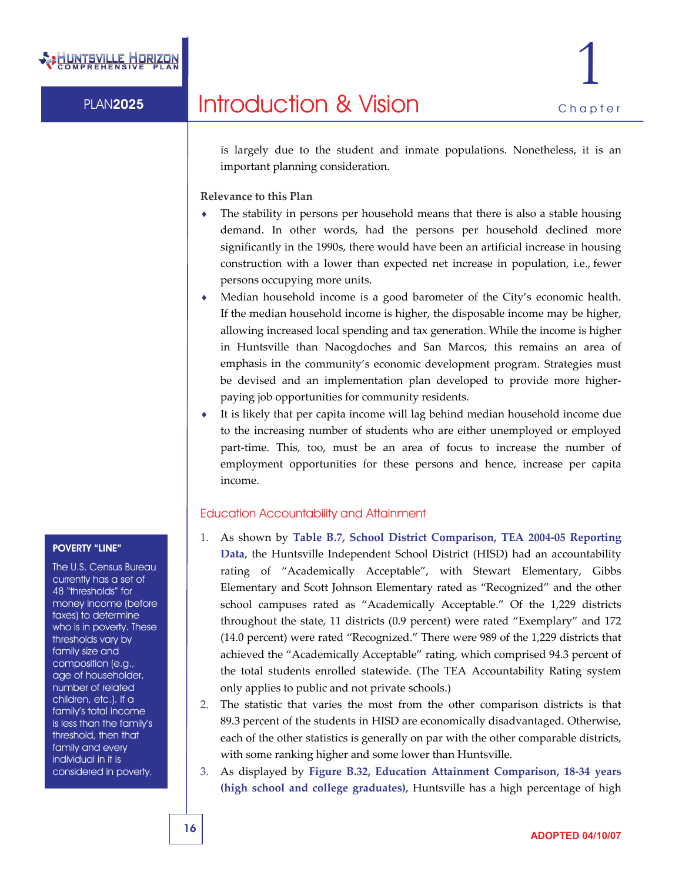is largely due to the student and inmate populations. Nonetheless, it is an important planning consideration.

**Relevance to this Plan**

- The stability in persons per household means that there is also a stable housing demand. In other words, had the persons per household declined more significantly in the 1990s, there would have been an artificial increase in housing construction with a lower than expected net increase in population, i.e., fewer persons occupying more units.
- Median household income is a good barometer of the City's economic health. If the median household income is higher, the disposable income may be higher, allowing increased local spending and tax generation. While the income is higher in Huntsville than Nacogdoches and San Marcos, this remains an area of emphasis in the community's economic development program. Strategies must be devised and an implementation plan developed to provide more higher-paying job opportunities for community residents.
- It is likely that per capita income will lag behind median household income due to the increasing number of students who are either unemployed or employed part-time. This, too, must be an area of focus to increase the number of employment opportunities for these persons and hence, increase per capita income.

## Education Accountability and Attainment

1. As shown by **Table B.7, School District Comparison, TEA 2004-05 Reporting Data**, the Huntsville Independent School District (HISD) had an accountability rating of "Academically Acceptable", with Stewart Elementary, Gibbs Elementary and Scott Johnson Elementary rated as "Recognized" and the other school campuses rated as "Academically Acceptable." Of the 1,229 districts throughout the state, 11 districts (0.9 percent) were rated "Exemplary" and 172 (14.0 percent) were rated "Recognized." There were 989 of the 1,229 districts that achieved the "Academically Acceptable" rating, which comprised 94.3 percent of the total students enrolled statewide. (The TEA Accountability Rating system only applies to public and not private schools.)
2. The statistic that varies the most from the other comparison districts is that 89.3 percent of the students in HISD are economically disadvantaged. Otherwise, each of the other statistics is generally on par with the other comparable districts, with some ranking higher and some lower than Huntsville.
3. As displayed by **Figure B.32, Education Attainment Comparison, 18-34 years (high school and college graduates)**, Huntsville has a high percentage of high

**POVERTY "LINE"**

The U.S. Census Bureau currently has a set of 48 "thresholds" for money income (before taxes) to determine who is in poverty. These thresholds vary by family size and composition (e.g., age of householder, number of related children, etc.). If a family's total income is less than the family's threshold, then that family and every individual in it is considered in poverty.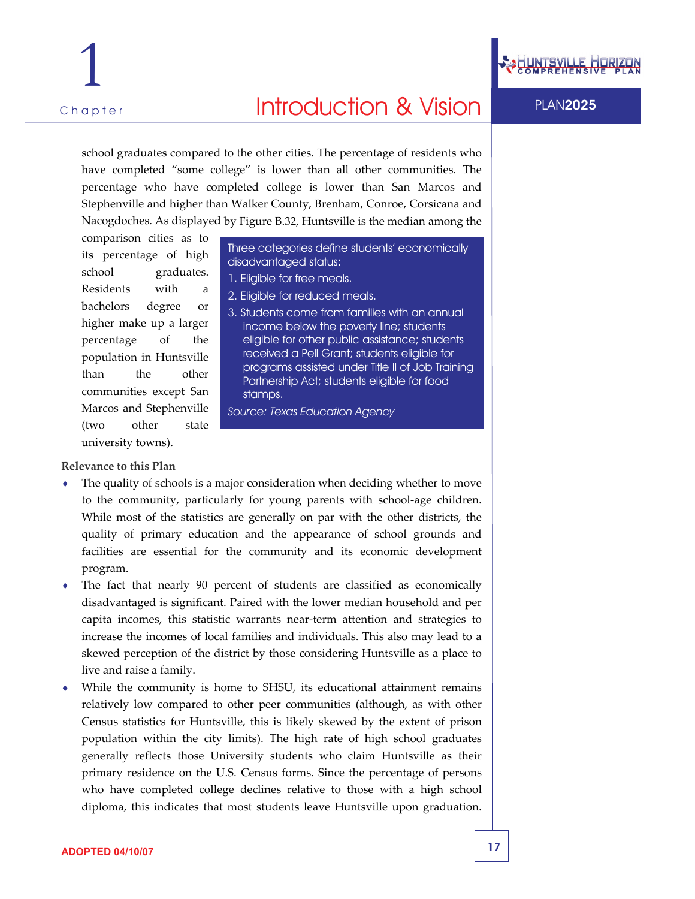school graduates compared to the other cities. The percentage of residents who have completed "some college" is lower than all other communities. The percentage who have completed college is lower than San Marcos and Stephenville and higher than Walker County, Brenham, Conroe, Corsicana and Nacogdoches. As displayed by Figure B.32, Huntsville is the median among the comparison cities as to its percentage of high school graduates. Residents with a bachelors degree or higher make up a larger percentage of the population in Huntsville than the other communities except San Marcos and Stephenville (two other state university towns).

> Three categories define students' economically disadvantaged status:
>
> 1. Eligible for free meals.
> 2. Eligible for reduced meals.
> 3. Students come from families with an annual income below the poverty line; students eligible for other public assistance; students received a Pell Grant; students eligible for programs assisted under Title II of Job Training Partnership Act; students eligible for food stamps.
>
> *Source: Texas Education Agency*

**Relevance to this Plan**

- The quality of schools is a major consideration when deciding whether to move to the community, particularly for young parents with school-age children. While most of the statistics are generally on par with the other districts, the quality of primary education and the appearance of school grounds and facilities are essential for the community and its economic development program.
- The fact that nearly 90 percent of students are classified as economically disadvantaged is significant. Paired with the lower median household and per capita incomes, this statistic warrants near-term attention and strategies to increase the incomes of local families and individuals. This also may lead to a skewed perception of the district by those considering Huntsville as a place to live and raise a family.
- While the community is home to SHSU, its educational attainment remains relatively low compared to other peer communities (although, as with other Census statistics for Huntsville, this is likely skewed by the extent of prison population within the city limits). The high rate of high school graduates generally reflects those University students who claim Huntsville as their primary residence on the U.S. Census forms. Since the percentage of persons who have completed college declines relative to those with a high school diploma, this indicates that most students leave Huntsville upon graduation.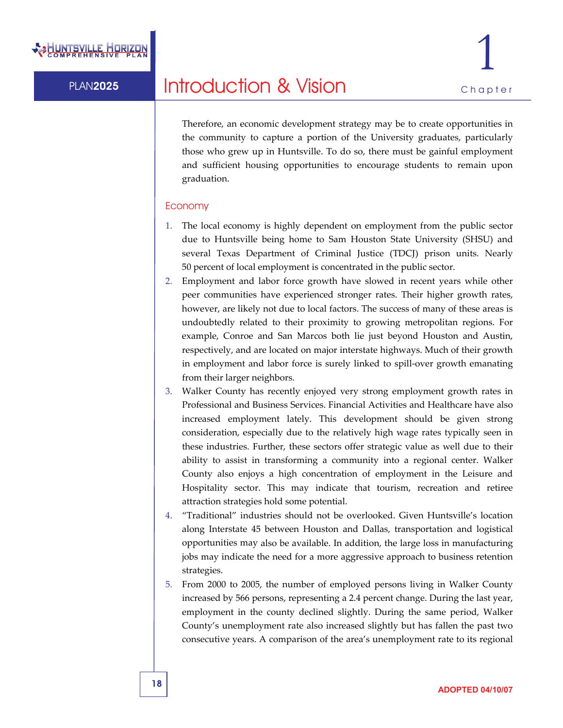Therefore, an economic development strategy may be to create opportunities in the community to capture a portion of the University graduates, particularly those who grew up in Huntsville. To do so, there must be gainful employment and sufficient housing opportunities to encourage students to remain upon graduation.

### Economy

1. The local economy is highly dependent on employment from the public sector due to Huntsville being home to Sam Houston State University (SHSU) and several Texas Department of Criminal Justice (TDCJ) prison units. Nearly 50 percent of local employment is concentrated in the public sector.
2. Employment and labor force growth have slowed in recent years while other peer communities have experienced stronger rates. Their higher growth rates, however, are likely not due to local factors. The success of many of these areas is undoubtedly related to their proximity to growing metropolitan regions. For example, Conroe and San Marcos both lie just beyond Houston and Austin, respectively, and are located on major interstate highways. Much of their growth in employment and labor force is surely linked to spill-over growth emanating from their larger neighbors.
3. Walker County has recently enjoyed very strong employment growth rates in Professional and Business Services. Financial Activities and Healthcare have also increased employment lately. This development should be given strong consideration, especially due to the relatively high wage rates typically seen in these industries. Further, these sectors offer strategic value as well due to their ability to assist in transforming a community into a regional center. Walker County also enjoys a high concentration of employment in the Leisure and Hospitality sector. This may indicate that tourism, recreation and retiree attraction strategies hold some potential.
4. "Traditional" industries should not be overlooked. Given Huntsville's location along Interstate 45 between Houston and Dallas, transportation and logistical opportunities may also be available. In addition, the large loss in manufacturing jobs may indicate the need for a more aggressive approach to business retention strategies.
5. From 2000 to 2005, the number of employed persons living in Walker County increased by 566 persons, representing a 2.4 percent change. During the last year, employment in the county declined slightly. During the same period, Walker County's unemployment rate also increased slightly but has fallen the past two consecutive years. A comparison of the area's unemployment rate to its regional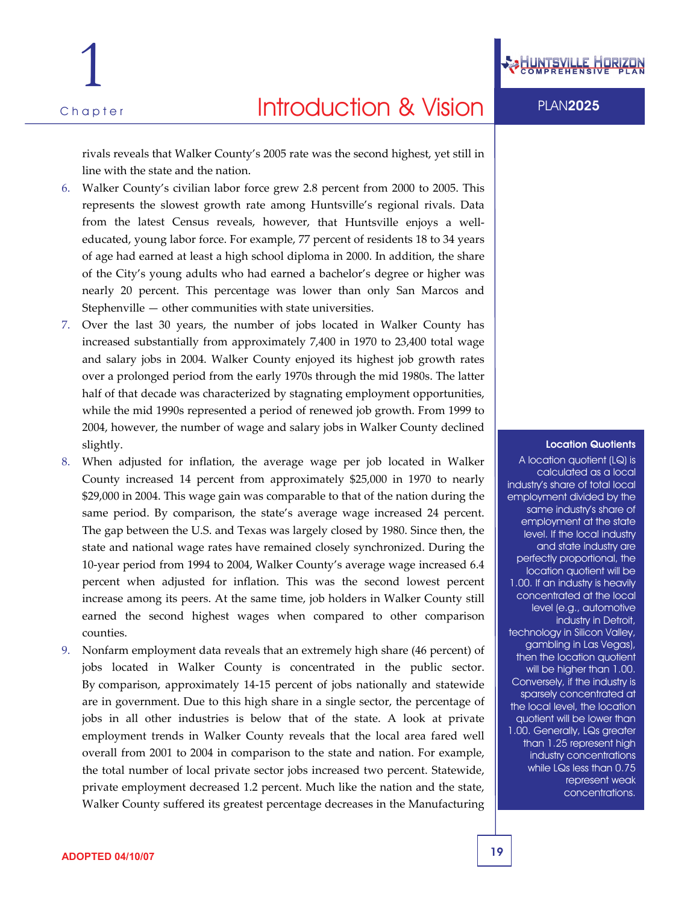rivals reveals that Walker County's 2005 rate was the second highest, yet still in line with the state and the nation.

6. Walker County's civilian labor force grew 2.8 percent from 2000 to 2005. This represents the slowest growth rate among Huntsville's regional rivals. Data from the latest Census reveals, however, that Huntsville enjoys a well-educated, young labor force. For example, 77 percent of residents 18 to 34 years of age had earned at least a high school diploma in 2000. In addition, the share of the City's young adults who had earned a bachelor's degree or higher was nearly 20 percent. This percentage was lower than only San Marcos and Stephenville — other communities with state universities.
7. Over the last 30 years, the number of jobs located in Walker County has increased substantially from approximately 7,400 in 1970 to 23,400 total wage and salary jobs in 2004. Walker County enjoyed its highest job growth rates over a prolonged period from the early 1970s through the mid 1980s. The latter half of that decade was characterized by stagnating employment opportunities, while the mid 1990s represented a period of renewed job growth. From 1999 to 2004, however, the number of wage and salary jobs in Walker County declined slightly.
8. When adjusted for inflation, the average wage per job located in Walker County increased 14 percent from approximately $25,000 in 1970 to nearly $29,000 in 2004. This wage gain was comparable to that of the nation during the same period. By comparison, the state's average wage increased 24 percent. The gap between the U.S. and Texas was largely closed by 1980. Since then, the state and national wage rates have remained closely synchronized. During the 10-year period from 1994 to 2004, Walker County's average wage increased 6.4 percent when adjusted for inflation. This was the second lowest percent increase among its peers. At the same time, job holders in Walker County still earned the second highest wages when compared to other comparison counties.
9. Nonfarm employment data reveals that an extremely high share (46 percent) of jobs located in Walker County is concentrated in the public sector. By comparison, approximately 14-15 percent of jobs nationally and statewide are in government. Due to this high share in a single sector, the percentage of jobs in all other industries is below that of the state. A look at private employment trends in Walker County reveals that the local area fared well overall from 2001 to 2004 in comparison to the state and nation. For example, the total number of local private sector jobs increased two percent. Statewide, private employment decreased 1.2 percent. Much like the nation and the state, Walker County suffered its greatest percentage decreases in the Manufacturing

**Location Quotients**

A location quotient (LQ) is calculated as a local industry's share of total local employment divided by the same industry's share of employment at the state level. If the local industry and state industry are perfectly proportional, the location quotient will be 1.00. If an industry is heavily concentrated at the local level (e.g., automotive industry in Detroit, technology in Silicon Valley, gambling in Las Vegas), then the location quotient will be higher than 1.00. Conversely, if the industry is sparsely concentrated at the local level, the location quotient will be lower than 1.00. Generally, LQs greater than 1.25 represent high industry concentrations while LQs less than 0.75 represent weak concentrations.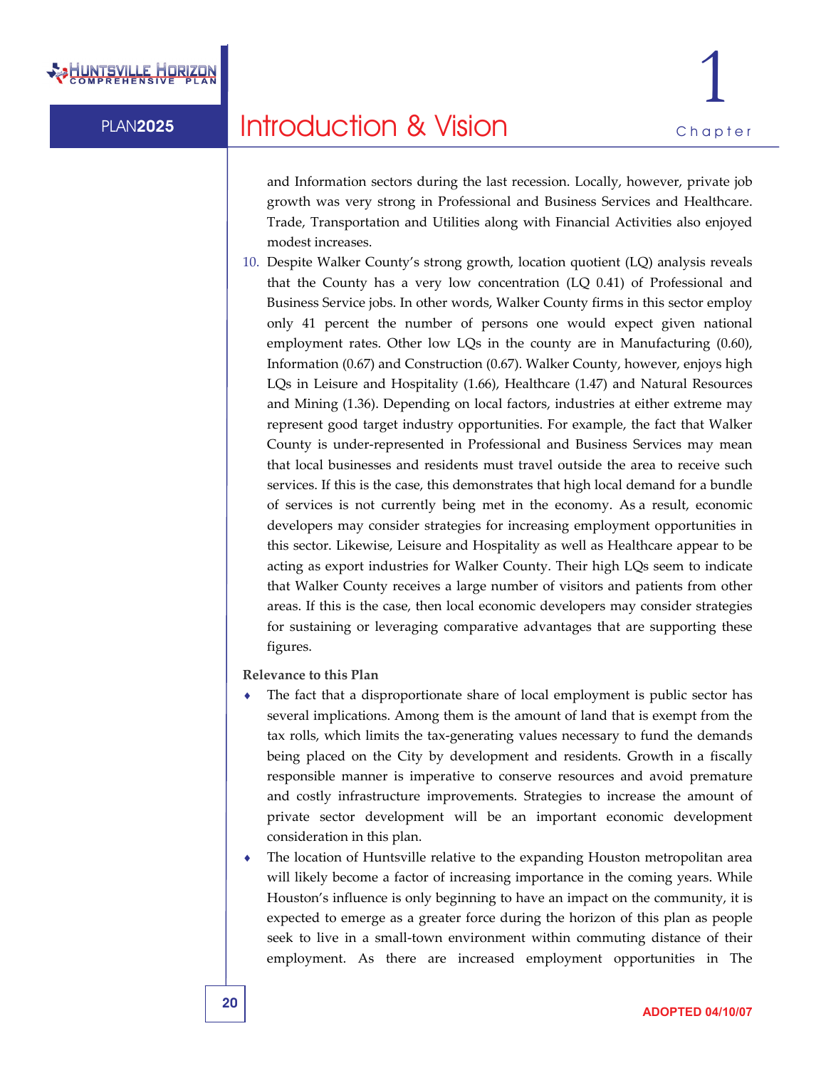and Information sectors during the last recession. Locally, however, private job growth was very strong in Professional and Business Services and Healthcare. Trade, Transportation and Utilities along with Financial Activities also enjoyed modest increases.

10. Despite Walker County's strong growth, location quotient (LQ) analysis reveals that the County has a very low concentration (LQ 0.41) of Professional and Business Service jobs. In other words, Walker County firms in this sector employ only 41 percent the number of persons one would expect given national employment rates. Other low LQs in the county are in Manufacturing (0.60), Information (0.67) and Construction (0.67). Walker County, however, enjoys high LQs in Leisure and Hospitality (1.66), Healthcare (1.47) and Natural Resources and Mining (1.36). Depending on local factors, industries at either extreme may represent good target industry opportunities. For example, the fact that Walker County is under-represented in Professional and Business Services may mean that local businesses and residents must travel outside the area to receive such services. If this is the case, this demonstrates that high local demand for a bundle of services is not currently being met in the economy. As a result, economic developers may consider strategies for increasing employment opportunities in this sector. Likewise, Leisure and Hospitality as well as Healthcare appear to be acting as export industries for Walker County. Their high LQs seem to indicate that Walker County receives a large number of visitors and patients from other areas. If this is the case, then local economic developers may consider strategies for sustaining or leveraging comparative advantages that are supporting these figures.

**Relevance to this Plan**

- The fact that a disproportionate share of local employment is public sector has several implications. Among them is the amount of land that is exempt from the tax rolls, which limits the tax-generating values necessary to fund the demands being placed on the City by development and residents. Growth in a fiscally responsible manner is imperative to conserve resources and avoid premature and costly infrastructure improvements. Strategies to increase the amount of private sector development will be an important economic development consideration in this plan.
- The location of Huntsville relative to the expanding Houston metropolitan area will likely become a factor of increasing importance in the coming years. While Houston's influence is only beginning to have an impact on the community, it is expected to emerge as a greater force during the horizon of this plan as people seek to live in a small-town environment within commuting distance of their employment. As there are increased employment opportunities in The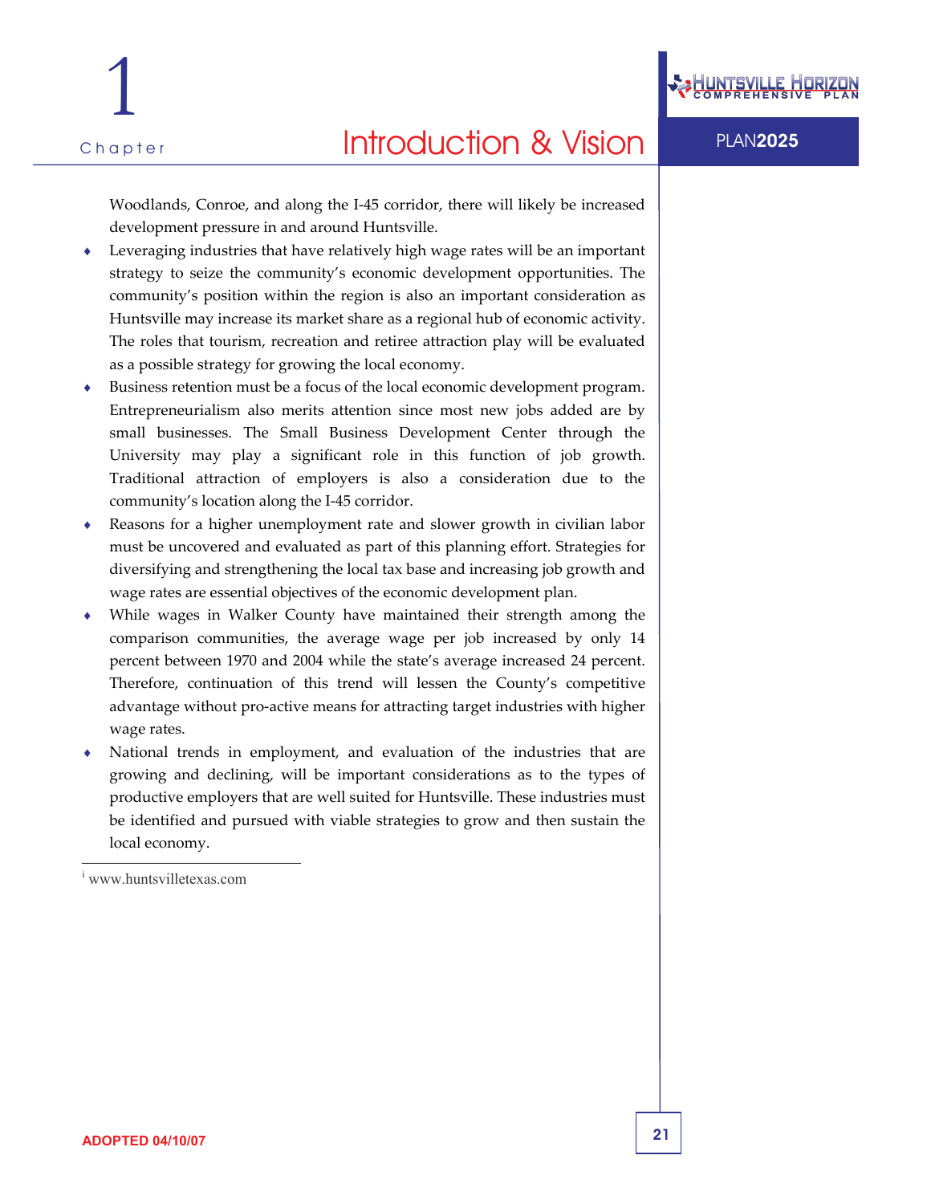Woodlands, Conroe, and along the I-45 corridor, there will likely be increased development pressure in and around Huntsville.

- Leveraging industries that have relatively high wage rates will be an important strategy to seize the community's economic development opportunities. The community's position within the region is also an important consideration as Huntsville may increase its market share as a regional hub of economic activity. The roles that tourism, recreation and retiree attraction play will be evaluated as a possible strategy for growing the local economy.
- Business retention must be a focus of the local economic development program. Entrepreneurialism also merits attention since most new jobs added are by small businesses. The Small Business Development Center through the University may play a significant role in this function of job growth. Traditional attraction of employers is also a consideration due to the community's location along the I-45 corridor.
- Reasons for a higher unemployment rate and slower growth in civilian labor must be uncovered and evaluated as part of this planning effort. Strategies for diversifying and strengthening the local tax base and increasing job growth and wage rates are essential objectives of the economic development plan.
- While wages in Walker County have maintained their strength among the comparison communities, the average wage per job increased by only 14 percent between 1970 and 2004 while the state's average increased 24 percent. Therefore, continuation of this trend will lessen the County's competitive advantage without pro-active means for attracting target industries with higher wage rates.
- National trends in employment, and evaluation of the industries that are growing and declining, will be important considerations as to the types of productive employers that are well suited for Huntsville. These industries must be identified and pursued with viable strategies to grow and then sustain the local economy.

---

[i] www.huntsvilletexas.com